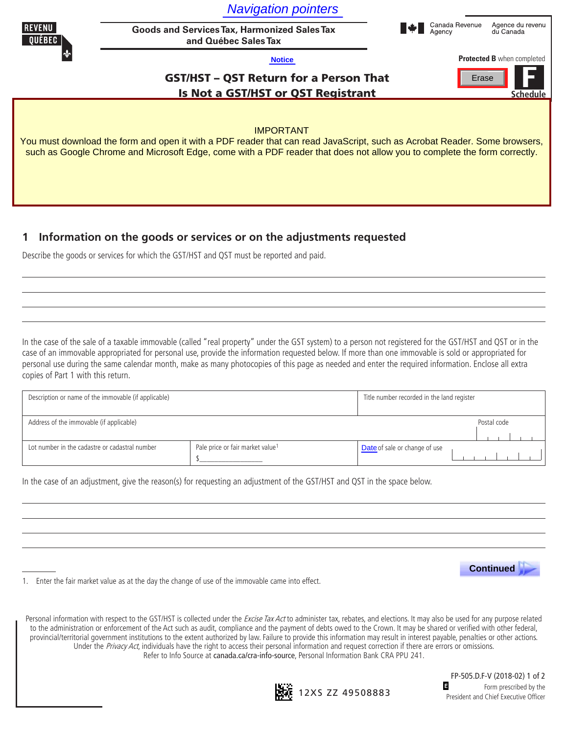Navigation pointers

REVENU QUÉBEC

Goods and Services Tax, Harmonized Sales Tax and Québec Sales Tax

Canada Revenue Agency / Agence du revenu du Canada

**Protected B** when completed

Notice

# GST/HST – QST Return for a Person That Is Not a GST/HST or QST Registrant

Erase

**Schedule F**

IMPORTANT

You must download the form and open it with a PDF reader that can read JavaScript, such as Acrobat Reader. Some browsers, such as Google Chrome and Microsoft Edge, come with a PDF reader that does not allow you to complete the form correctly.

## 1 Information on the goods or services or on the adjustments requested

Describe the goods or services for which the GST/HST and QST must be reported and paid.

In the case of the sale of a taxable immovable (called "real property" under the GST system) to a person not registered for the GST/HST and QST or in the case of an immovable appropriated for personal use, provide the information requested below. If more than one immovable is sold or appropriated for personal use during the same calendar month, make as many photocopies of this page as needed and enter the required information. Enclose all extra copies of Part 1 with this return.

| | | |
|---|---|---|
| Description or name of the immovable (if applicable) | | Title number recorded in the land register |
| Address of the immovable (if applicable) | | Postal code |
| Lot number in the cadastre or cadastral number | Pale price or fair market value[1] $ | Date of sale or change of use |

In the case of an adjustment, give the reason(s) for requesting an adjustment of the GST/HST and QST in the space below.

Continued

1. Enter the fair market value as at the day the change of use of the immovable came into effect.

Personal information with respect to the GST/HST is collected under the *Excise Tax Act* to administer tax, rebates, and elections. It may also be used for any purpose related to the administration or enforcement of the Act such as audit, compliance and the payment of debts owed to the Crown. It may be shared or verified with other federal, provincial/territorial government institutions to the extent authorized by law. Failure to provide this information may result in interest payable, penalties or other actions. Under the *Privacy Act*, individuals have the right to access their personal information and request correction if there are errors or omissions. Refer to Info Source at canada.ca/cra-info-source, Personal Information Bank CRA PPU 241.

12XS ZZ 49508883

FP-505.D.F-V (2018-02)

Form prescribed by the President and Chief Executive Officer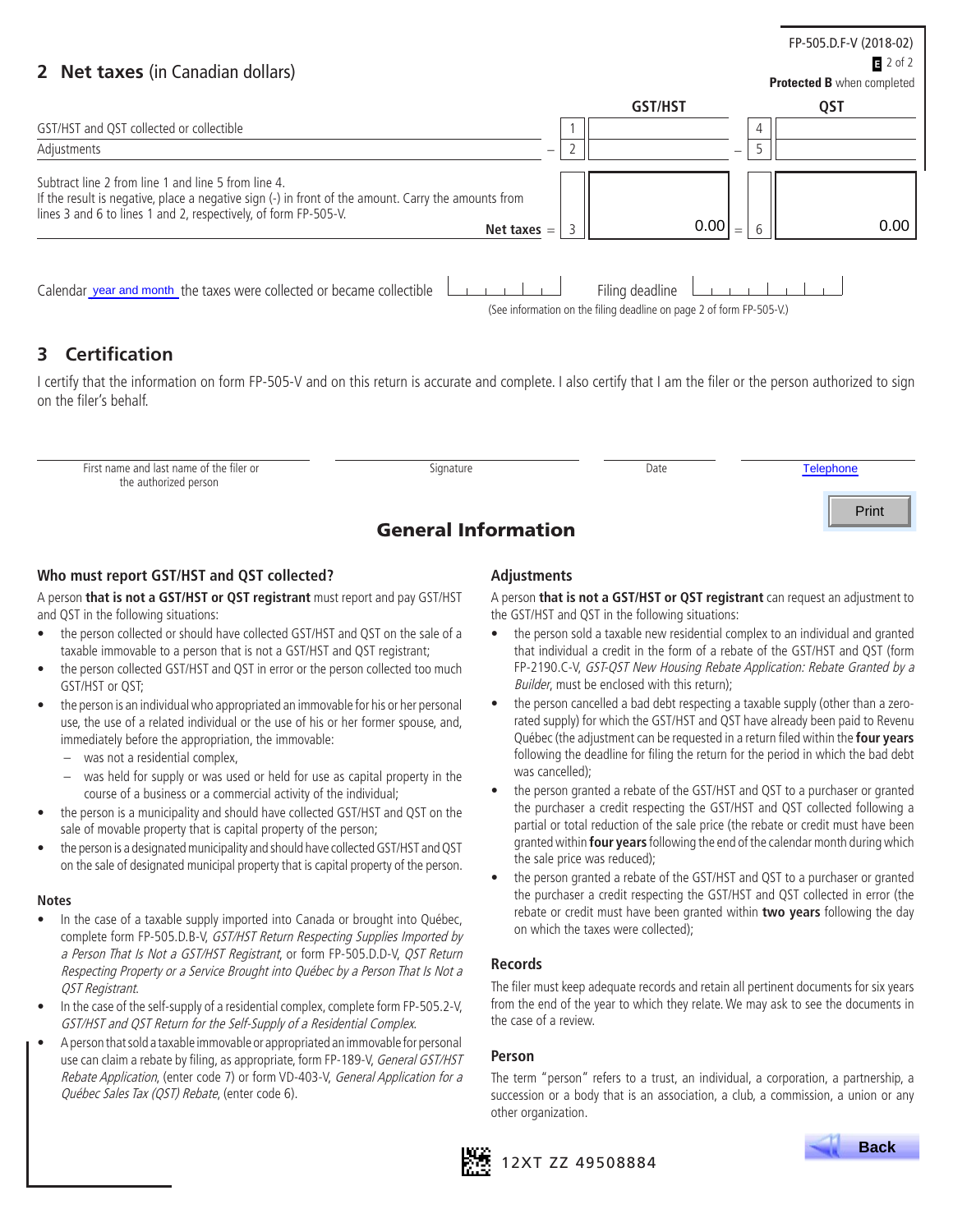FP-505.D.F-V (2018-02)

**Protected B** when completed

## 2 Net taxes (in Canadian dollars)

| | | GST/HST | | QST |
|---|---|---|---|---|
| GST/HST and QST collected or collectible | 1 | | 4 | |
| Adjustments | – 2 | | – 5 | |
| Subtract line 2 from line 1 and line 5 from line 4. If the result is negative, place a negative sign (-) in front of the amount. Carry the amounts from lines 3 and 6 to lines 1 and 2, respectively, of form FP-505-V. **Net taxes** = | 3 | 0.00 | = 6 | 0.00 |

Calendar year and month the taxes were collected or became collectible | | | | | | |   Filing deadline | | | | | | | | |

(See information on the filing deadline on page 2 of form FP-505-V.)

## 3 Certification

I certify that the information on form FP-505-V and on this return is accurate and complete. I also certify that I am the filer or the person authorized to sign on the filer's behalf.

| First name and last name of the filer or the authorized person | Signature | Date | Telephone |
|---|---|---|---|
| | | | |

Print

# General Information

### Who must report GST/HST and QST collected?

A person **that is not a GST/HST or QST registrant** must report and pay GST/HST and QST in the following situations:

- the person collected or should have collected GST/HST and QST on the sale of a taxable immovable to a person that is not a GST/HST or QST registrant;
- the person collected GST/HST and QST in error or the person collected too much GST/HST or QST;
- the person is an individual who appropriated an immovable for his or her personal use, the use of a related individual or the use of his or her former spouse, and, immediately before the appropriation, the immovable:
  - was not a residential complex,
  - was held for supply or was used or held for use as capital property in the course of a business or a commercial activity of the individual;
- the person is a municipality and should have collected GST/HST and QST on the sale of movable property that is capital property of the person;
- the person is a designated municipality and should have collected GST/HST and QST on the sale of designated municipal property that is capital property of the person.

### Notes

- In the case of a taxable supply imported into Canada or brought into Québec, complete form FP-505.D.B-V, *GST/HST Return Respecting Supplies Imported by a Person That Is Not a GST/HST Registrant*, or form FP-505.D.D-V, *QST Return Respecting Property or a Service Brought into Québec by a Person That Is Not a QST Registrant*.
- In the case of the self-supply of a residential complex, complete form FP-505.2-V, *GST/HST and QST Return for the Self-Supply of a Residential Complex*.
- A person that sold a taxable immovable or appropriated an immovable for personal use can claim a rebate by filing, as appropriate, form FP-189-V, *General GST/HST Rebate Application*, (enter code 7) or form VD-403-V, *General Application for a Québec Sales Tax (QST) Rebate*, (enter code 6).

### Adjustments

A person **that is not a GST/HST or QST registrant** can request an adjustment to the GST/HST and QST in the following situations:

- the person sold a taxable new residential complex to an individual and granted that individual a credit in the form of a rebate of the GST/HST and QST (form FP-2190.C-V, *GST-QST New Housing Rebate Application: Rebate Granted by a Builder*, must be enclosed with this return);
- the person cancelled a bad debt respecting a taxable supply (other than a zero-rated supply) for which the GST/HST and QST have already been paid to Revenu Québec (the adjustment can be requested in a return filed within the **four years** following the deadline for filing the return for the period in which the bad debt was cancelled);
- the person granted a rebate of the GST/HST and QST to a purchaser or granted the purchaser a credit respecting the GST/HST and QST collected following a partial or total reduction of the sale price (the rebate or credit must have been granted within **four years** following the end of the calendar month during which the sale price was reduced);
- the person granted a rebate of the GST/HST and QST to a purchaser or granted the purchaser a credit respecting the GST/HST and QST collected in error (the rebate or credit must have been granted within **two years** following the day on which the taxes were collected);

### Records

The filer must keep adequate records and retain all pertinent documents for six years from the end of the year to which they relate. We may ask to see the documents in the case of a review.

### Person

The term "person" refers to a trust, an individual, a corporation, a partnership, a succession or a body that is an association, a club, a commission, a union or any other organization.

12XT ZZ 49508884

Back